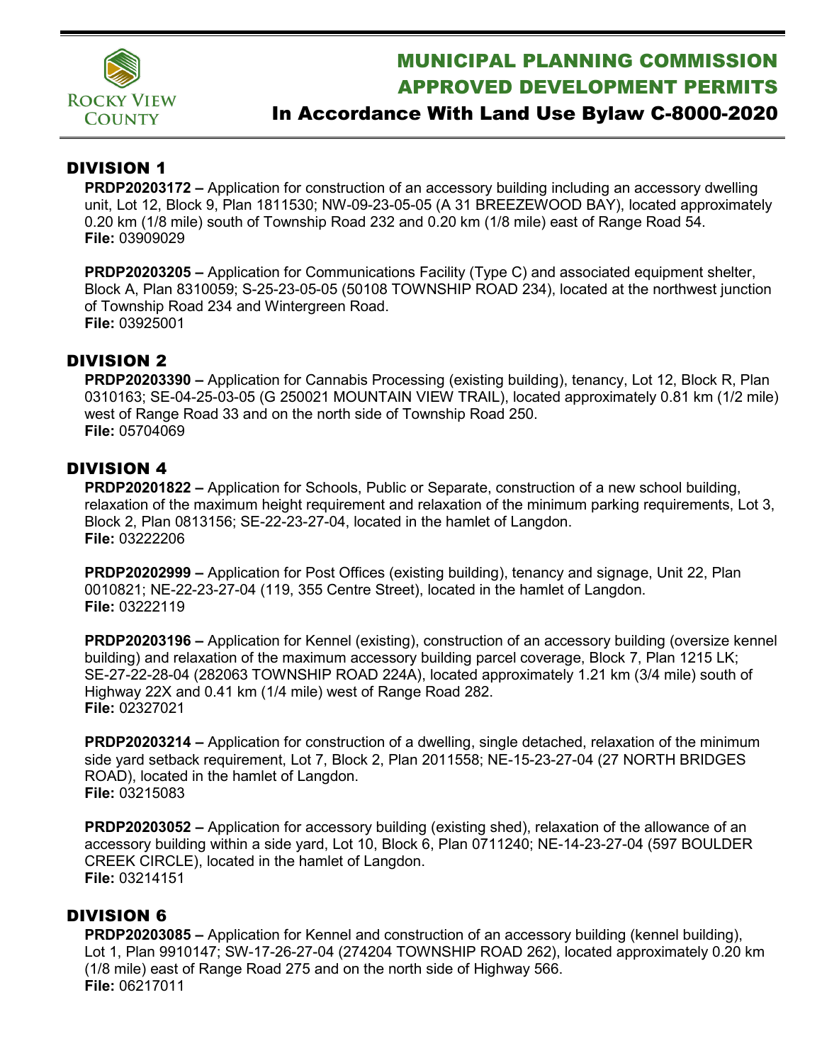Rocky View County

# MUNICIPAL PLANNING COMMISSION APPROVED DEVELOPMENT PERMITS

## In Accordance With Land Use Bylaw C-8000-2020

## DIVISION 1

**PRDP20203172 –** Application for construction of an accessory building including an accessory dwelling unit, Lot 12, Block 9, Plan 1811530; NW-09-23-05-05 (A 31 BREEZEWOOD BAY), located approximately 0.20 km (1/8 mile) south of Township Road 232 and 0.20 km (1/8 mile) east of Range Road 54.
**File:** 03909029

**PRDP20203205 –** Application for Communications Facility (Type C) and associated equipment shelter, Block A, Plan 8310059; S-25-23-05-05 (50108 TOWNSHIP ROAD 234), located at the northwest junction of Township Road 234 and Wintergreen Road.
**File:** 03925001

## DIVISION 2

**PRDP20203390 –** Application for Cannabis Processing (existing building), tenancy, Lot 12, Block R, Plan 0310163; SE-04-25-03-05 (G 250021 MOUNTAIN VIEW TRAIL), located approximately 0.81 km (1/2 mile) west of Range Road 33 and on the north side of Township Road 250.
**File:** 05704069

## DIVISION 4

**PRDP20201822 –** Application for Schools, Public or Separate, construction of a new school building, relaxation of the maximum height requirement and relaxation of the minimum parking requirements, Lot 3, Block 2, Plan 0813156; SE-22-23-27-04, located in the hamlet of Langdon.
**File:** 03222206

**PRDP20202999 –** Application for Post Offices (existing building), tenancy and signage, Unit 22, Plan 0010821; NE-22-23-27-04 (119, 355 Centre Street), located in the hamlet of Langdon.
**File:** 03222119

**PRDP20203196 –** Application for Kennel (existing), construction of an accessory building (oversize kennel building) and relaxation of the maximum accessory building parcel coverage, Block 7, Plan 1215 LK; SE-27-22-28-04 (282063 TOWNSHIP ROAD 224A), located approximately 1.21 km (3/4 mile) south of Highway 22X and 0.41 km (1/4 mile) west of Range Road 282.
**File:** 02327021

**PRDP20203214 –** Application for construction of a dwelling, single detached, relaxation of the minimum side yard setback requirement, Lot 7, Block 2, Plan 2011558; NE-15-23-27-04 (27 NORTH BRIDGES ROAD), located in the hamlet of Langdon.
**File:** 03215083

**PRDP20203052 –** Application for accessory building (existing shed), relaxation of the allowance of an accessory building within a side yard, Lot 10, Block 6, Plan 0711240; NE-14-23-27-04 (597 BOULDER CREEK CIRCLE), located in the hamlet of Langdon.
**File:** 03214151

## DIVISION 6

**PRDP20203085 –** Application for Kennel and construction of an accessory building (kennel building), Lot 1, Plan 9910147; SW-17-26-27-04 (274204 TOWNSHIP ROAD 262), located approximately 0.20 km (1/8 mile) east of Range Road 275 and on the north side of Highway 566.
**File:** 06217011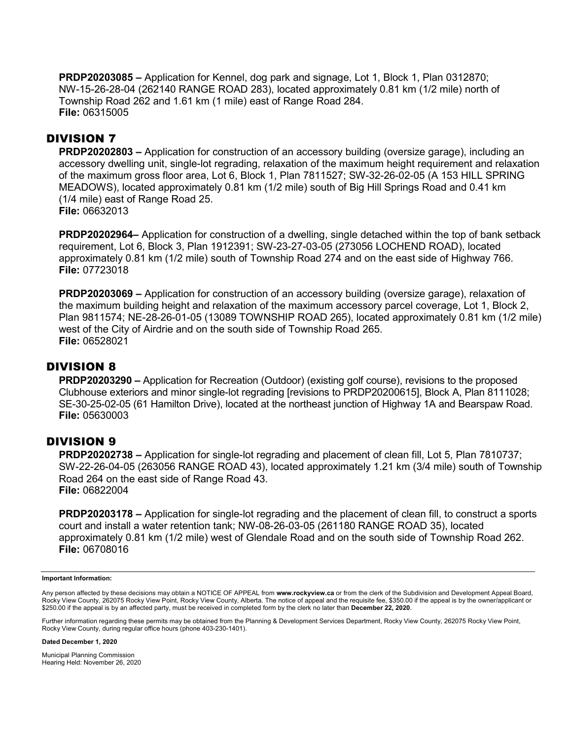**PRDP20203085 –** Application for Kennel, dog park and signage, Lot 1, Block 1, Plan 0312870; NW-15-26-28-04 (262140 RANGE ROAD 283), located approximately 0.81 km (1/2 mile) north of Township Road 262 and 1.61 km (1 mile) east of Range Road 284.
**File:** 06315005

## DIVISION 7

**PRDP20202803 –** Application for construction of an accessory building (oversize garage), including an accessory dwelling unit, single-lot regrading, relaxation of the maximum height requirement and relaxation of the maximum gross floor area, Lot 6, Block 1, Plan 7811527; SW-32-26-02-05 (A 153 HILL SPRING MEADOWS), located approximately 0.81 km (1/2 mile) south of Big Hill Springs Road and 0.41 km (1/4 mile) east of Range Road 25.
**File:** 06632013

**PRDP20202964–** Application for construction of a dwelling, single detached within the top of bank setback requirement, Lot 6, Block 3, Plan 1912391; SW-23-27-03-05 (273056 LOCHEND ROAD), located approximately 0.81 km (1/2 mile) south of Township Road 274 and on the east side of Highway 766.
**File:** 07723018

**PRDP20203069 –** Application for construction of an accessory building (oversize garage), relaxation of the maximum building height and relaxation of the maximum accessory parcel coverage, Lot 1, Block 2, Plan 9811574; NE-28-26-01-05 (13089 TOWNSHIP ROAD 265), located approximately 0.81 km (1/2 mile) west of the City of Airdrie and on the south side of Township Road 265.
**File:** 06528021

## DIVISION 8

**PRDP20203290 –** Application for Recreation (Outdoor) (existing golf course), revisions to the proposed Clubhouse exteriors and minor single-lot regrading [revisions to PRDP20200615], Block A, Plan 8111028; SE-30-25-02-05 (61 Hamilton Drive), located at the northeast junction of Highway 1A and Bearspaw Road.
**File:** 05630003

## DIVISION 9

**PRDP20202738 –** Application for single-lot regrading and placement of clean fill, Lot 5, Plan 7810737; SW-22-26-04-05 (263056 RANGE ROAD 43), located approximately 1.21 km (3/4 mile) south of Township Road 264 on the east side of Range Road 43.
**File:** 06822004

**PRDP20203178 –** Application for single-lot regrading and the placement of clean fill, to construct a sports court and install a water retention tank; NW-08-26-03-05 (261180 RANGE ROAD 35), located approximately 0.81 km (1/2 mile) west of Glendale Road and on the south side of Township Road 262.
**File:** 06708016

---

**Important Information:**

Any person affected by these decisions may obtain a NOTICE OF APPEAL from **www.rockyview.ca** or from the clerk of the Subdivision and Development Appeal Board, Rocky View County, 262075 Rocky View Point, Rocky View County, Alberta. The notice of appeal and the requisite fee, $350.00 if the appeal is by the owner/applicant or $250.00 if the appeal is by an affected party, must be received in completed form by the clerk no later than **December 22, 2020**.

Further information regarding these permits may be obtained from the Planning & Development Services Department, Rocky View County, 262075 Rocky View Point, Rocky View County, during regular office hours (phone 403-230-1401).

**Dated December 1, 2020**

Municipal Planning Commission
Hearing Held: November 26, 2020